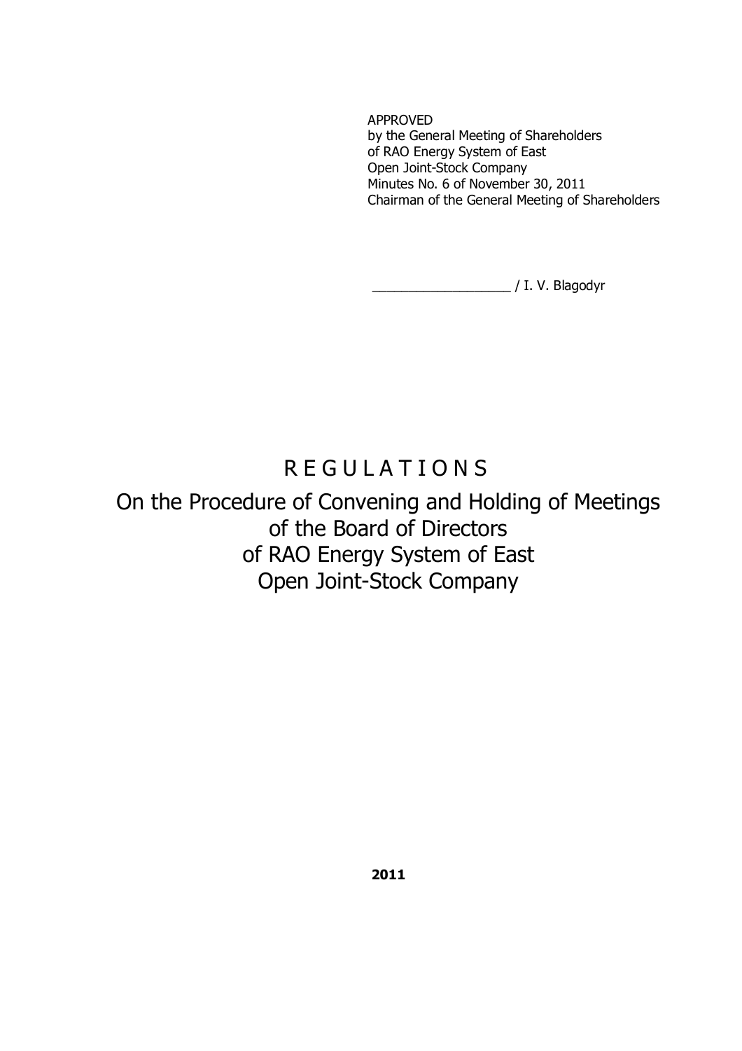APPROVED
by the General Meeting of Shareholders
of RAO Energy System of East
Open Joint-Stock Company
Minutes No. 6 of November 30, 2011
Chairman of the General Meeting of Shareholders

__________________ / I. V. Blagodyr

# R E G U L A T I O N S

## On the Procedure of Convening and Holding of Meetings of the Board of Directors of RAO Energy System of East Open Joint-Stock Company

**2011**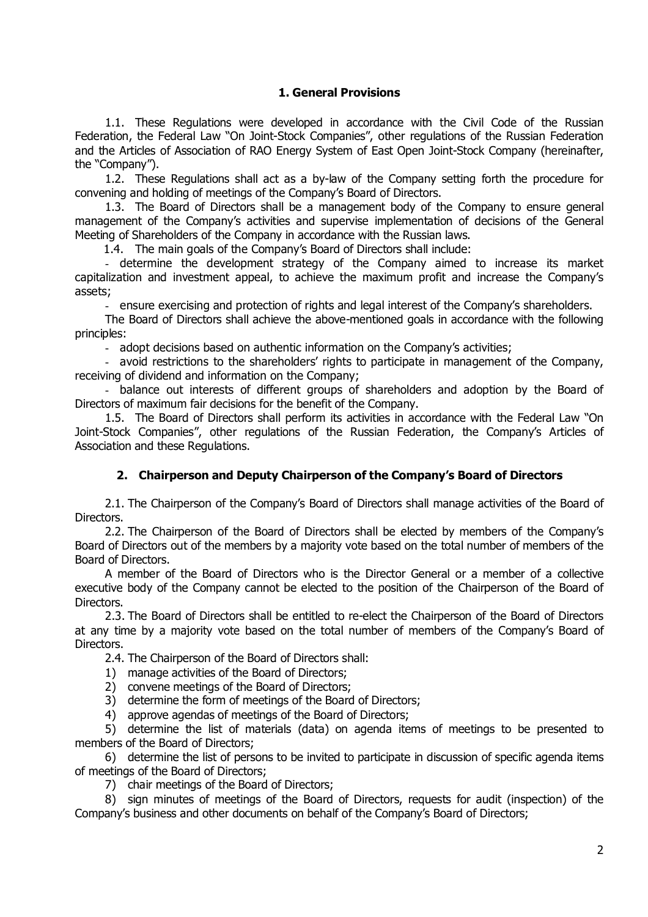## 1. General Provisions

1.1. These Regulations were developed in accordance with the Civil Code of the Russian Federation, the Federal Law "On Joint-Stock Companies", other regulations of the Russian Federation and the Articles of Association of RAO Energy System of East Open Joint-Stock Company (hereinafter, the "Company").

1.2. These Regulations shall act as a by-law of the Company setting forth the procedure for convening and holding of meetings of the Company's Board of Directors.

1.3. The Board of Directors shall be a management body of the Company to ensure general management of the Company's activities and supervise implementation of decisions of the General Meeting of Shareholders of the Company in accordance with the Russian laws.

1.4. The main goals of the Company's Board of Directors shall include:

- determine the development strategy of the Company aimed to increase its market capitalization and investment appeal, to achieve the maximum profit and increase the Company's assets;
- ensure exercising and protection of rights and legal interest of the Company's shareholders.

The Board of Directors shall achieve the above-mentioned goals in accordance with the following principles:

- adopt decisions based on authentic information on the Company's activities;
- avoid restrictions to the shareholders' rights to participate in management of the Company, receiving of dividend and information on the Company;
- balance out interests of different groups of shareholders and adoption by the Board of Directors of maximum fair decisions for the benefit of the Company.

1.5. The Board of Directors shall perform its activities in accordance with the Federal Law "On Joint-Stock Companies", other regulations of the Russian Federation, the Company's Articles of Association and these Regulations.

## 2. Chairperson and Deputy Chairperson of the Company's Board of Directors

2.1. The Chairperson of the Company's Board of Directors shall manage activities of the Board of Directors.

2.2. The Chairperson of the Board of Directors shall be elected by members of the Company's Board of Directors out of the members by a majority vote based on the total number of members of the Board of Directors.

A member of the Board of Directors who is the Director General or a member of a collective executive body of the Company cannot be elected to the position of the Chairperson of the Board of Directors.

2.3. The Board of Directors shall be entitled to re-elect the Chairperson of the Board of Directors at any time by a majority vote based on the total number of members of the Company's Board of Directors.

2.4. The Chairperson of the Board of Directors shall:

1) manage activities of the Board of Directors;
2) convene meetings of the Board of Directors;
3) determine the form of meetings of the Board of Directors;
4) approve agendas of meetings of the Board of Directors;
5) determine the list of materials (data) on agenda items of meetings to be presented to members of the Board of Directors;
6) determine the list of persons to be invited to participate in discussion of specific agenda items of meetings of the Board of Directors;
7) chair meetings of the Board of Directors;
8) sign minutes of meetings of the Board of Directors, requests for audit (inspection) of the Company's business and other documents on behalf of the Company's Board of Directors;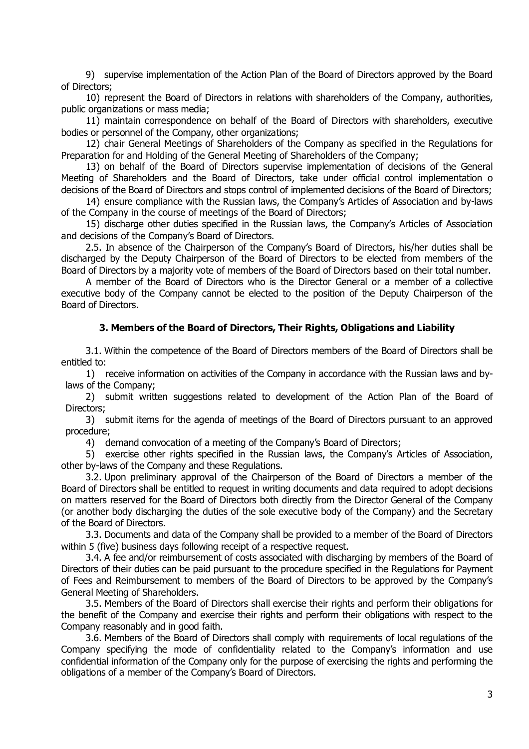9) supervise implementation of the Action Plan of the Board of Directors approved by the Board of Directors;

10) represent the Board of Directors in relations with shareholders of the Company, authorities, public organizations or mass media;

11) maintain correspondence on behalf of the Board of Directors with shareholders, executive bodies or personnel of the Company, other organizations;

12) chair General Meetings of Shareholders of the Company as specified in the Regulations for Preparation for and Holding of the General Meeting of Shareholders of the Company;

13) on behalf of the Board of Directors supervise implementation of decisions of the General Meeting of Shareholders and the Board of Directors, take under official control implementation o decisions of the Board of Directors and stops control of implemented decisions of the Board of Directors;

14) ensure compliance with the Russian laws, the Company's Articles of Association and by-laws of the Company in the course of meetings of the Board of Directors;

15) discharge other duties specified in the Russian laws, the Company's Articles of Association and decisions of the Company's Board of Directors.

2.5. In absence of the Chairperson of the Company's Board of Directors, his/her duties shall be discharged by the Deputy Chairperson of the Board of Directors to be elected from members of the Board of Directors by a majority vote of members of the Board of Directors based on their total number.

A member of the Board of Directors who is the Director General or a member of a collective executive body of the Company cannot be elected to the position of the Deputy Chairperson of the Board of Directors.

### 3. Members of the Board of Directors, Their Rights, Obligations and Liability

3.1. Within the competence of the Board of Directors members of the Board of Directors shall be entitled to:

1) receive information on activities of the Company in accordance with the Russian laws and by-laws of the Company;

2) submit written suggestions related to development of the Action Plan of the Board of Directors;

3) submit items for the agenda of meetings of the Board of Directors pursuant to an approved procedure;

4) demand convocation of a meeting of the Company's Board of Directors;

5) exercise other rights specified in the Russian laws, the Company's Articles of Association, other by-laws of the Company and these Regulations.

3.2. Upon preliminary approval of the Chairperson of the Board of Directors a member of the Board of Directors shall be entitled to request in writing documents and data required to adopt decisions on matters reserved for the Board of Directors both directly from the Director General of the Company (or another body discharging the duties of the sole executive body of the Company) and the Secretary of the Board of Directors.

3.3. Documents and data of the Company shall be provided to a member of the Board of Directors within 5 (five) business days following receipt of a respective request.

3.4. A fee and/or reimbursement of costs associated with discharging by members of the Board of Directors of their duties can be paid pursuant to the procedure specified in the Regulations for Payment of Fees and Reimbursement to members of the Board of Directors to be approved by the Company's General Meeting of Shareholders.

3.5. Members of the Board of Directors shall exercise their rights and perform their obligations for the benefit of the Company and exercise their rights and perform their obligations with respect to the Company reasonably and in good faith.

3.6. Members of the Board of Directors shall comply with requirements of local regulations of the Company specifying the mode of confidentiality related to the Company's information and use confidential information of the Company only for the purpose of exercising the rights and performing the obligations of a member of the Company's Board of Directors.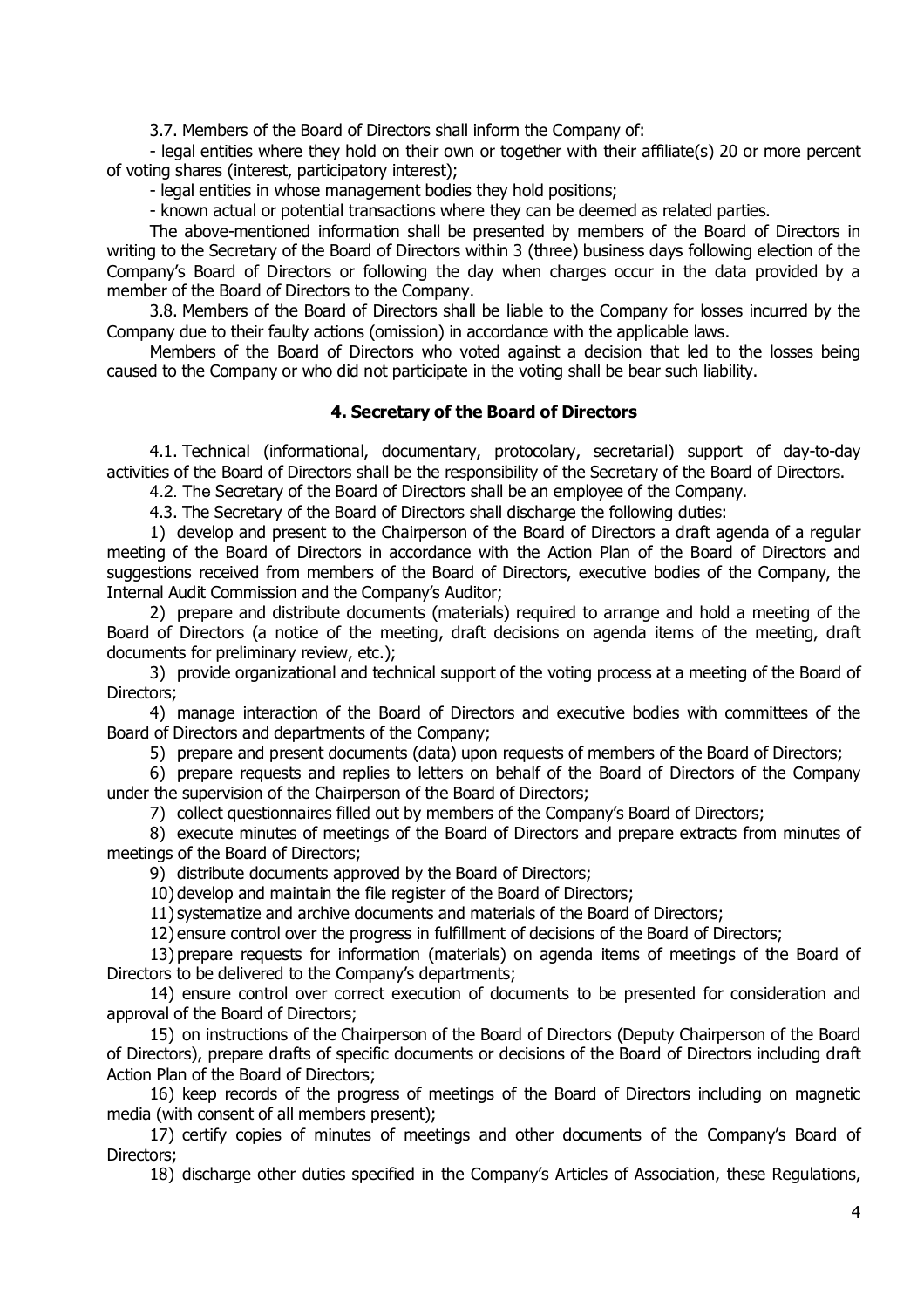3.7. Members of the Board of Directors shall inform the Company of:

- legal entities where they hold on their own or together with their affiliate(s) 20 or more percent of voting shares (interest, participatory interest);
- legal entities in whose management bodies they hold positions;
- known actual or potential transactions where they can be deemed as related parties.

The above-mentioned information shall be presented by members of the Board of Directors in writing to the Secretary of the Board of Directors within 3 (three) business days following election of the Company's Board of Directors or following the day when charges occur in the data provided by a member of the Board of Directors to the Company.

3.8. Members of the Board of Directors shall be liable to the Company for losses incurred by the Company due to their faulty actions (omission) in accordance with the applicable laws.

Members of the Board of Directors who voted against a decision that led to the losses being caused to the Company or who did not participate in the voting shall be bear such liability.

#### 4. Secretary of the Board of Directors

4.1. Technical (informational, documentary, protocolary, secretarial) support of day-to-day activities of the Board of Directors shall be the responsibility of the Secretary of the Board of Directors.

4.2. The Secretary of the Board of Directors shall be an employee of the Company.

4.3. The Secretary of the Board of Directors shall discharge the following duties:

1) develop and present to the Chairperson of the Board of Directors a draft agenda of a regular meeting of the Board of Directors in accordance with the Action Plan of the Board of Directors and suggestions received from members of the Board of Directors, executive bodies of the Company, the Internal Audit Commission and the Company's Auditor;
2) prepare and distribute documents (materials) required to arrange and hold a meeting of the Board of Directors (a notice of the meeting, draft decisions on agenda items of the meeting, draft documents for preliminary review, etc.);
3) provide organizational and technical support of the voting process at a meeting of the Board of Directors;
4) manage interaction of the Board of Directors and executive bodies with committees of the Board of Directors and departments of the Company;
5) prepare and present documents (data) upon requests of members of the Board of Directors;
6) prepare requests and replies to letters on behalf of the Board of Directors of the Company under the supervision of the Chairperson of the Board of Directors;
7) collect questionnaires filled out by members of the Company's Board of Directors;
8) execute minutes of meetings of the Board of Directors and prepare extracts from minutes of meetings of the Board of Directors;
9) distribute documents approved by the Board of Directors;
10) develop and maintain the file register of the Board of Directors;
11) systematize and archive documents and materials of the Board of Directors;
12) ensure control over the progress in fulfillment of decisions of the Board of Directors;
13) prepare requests for information (materials) on agenda items of meetings of the Board of Directors to be delivered to the Company's departments;
14) ensure control over correct execution of documents to be presented for consideration and approval of the Board of Directors;
15) on instructions of the Chairperson of the Board of Directors (Deputy Chairperson of the Board of Directors), prepare drafts of specific documents or decisions of the Board of Directors including draft Action Plan of the Board of Directors;
16) keep records of the progress of meetings of the Board of Directors including on magnetic media (with consent of all members present);
17) certify copies of minutes of meetings and other documents of the Company's Board of Directors;
18) discharge other duties specified in the Company's Articles of Association, these Regulations,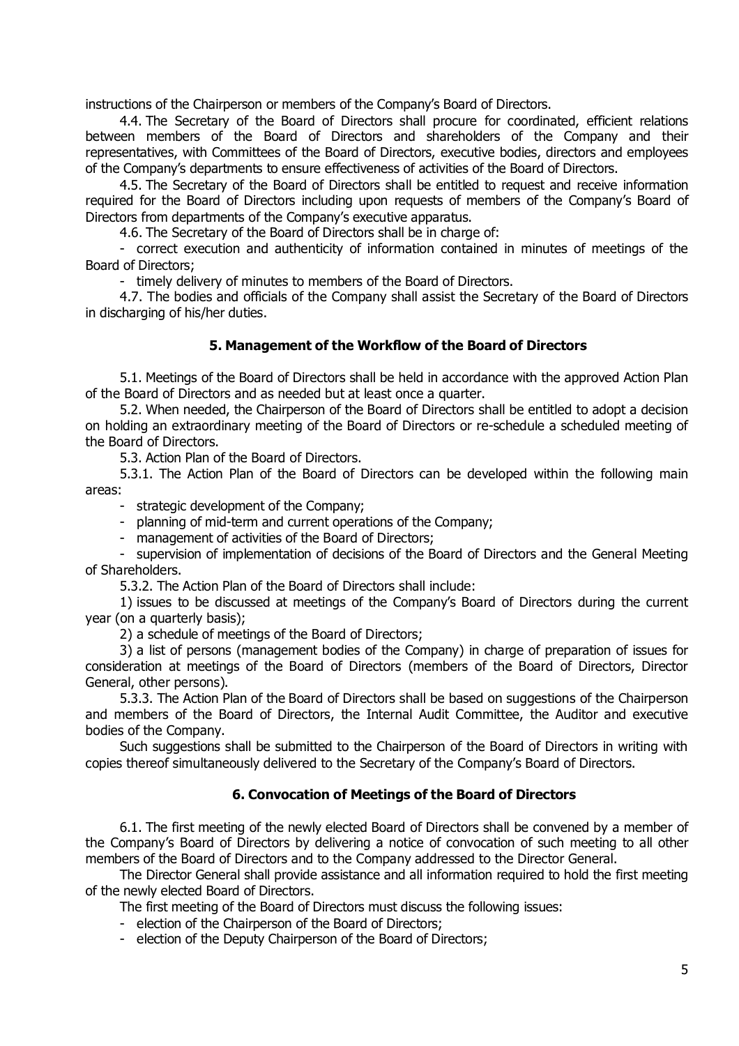instructions of the Chairperson or members of the Company's Board of Directors.

4.4. The Secretary of the Board of Directors shall procure for coordinated, efficient relations between members of the Board of Directors and shareholders of the Company and their representatives, with Committees of the Board of Directors, executive bodies, directors and employees of the Company's departments to ensure effectiveness of activities of the Board of Directors.

4.5. The Secretary of the Board of Directors shall be entitled to request and receive information required for the Board of Directors including upon requests of members of the Company's Board of Directors from departments of the Company's executive apparatus.

4.6. The Secretary of the Board of Directors shall be in charge of:

- correct execution and authenticity of information contained in minutes of meetings of the Board of Directors;
- timely delivery of minutes to members of the Board of Directors.

4.7. The bodies and officials of the Company shall assist the Secretary of the Board of Directors in discharging of his/her duties.

## 5. Management of the Workflow of the Board of Directors

5.1. Meetings of the Board of Directors shall be held in accordance with the approved Action Plan of the Board of Directors and as needed but at least once a quarter.

5.2. When needed, the Chairperson of the Board of Directors shall be entitled to adopt a decision on holding an extraordinary meeting of the Board of Directors or re-schedule a scheduled meeting of the Board of Directors.

5.3. Action Plan of the Board of Directors.

5.3.1. The Action Plan of the Board of Directors can be developed within the following main areas:

- strategic development of the Company;
- planning of mid-term and current operations of the Company;
- management of activities of the Board of Directors;
- supervision of implementation of decisions of the Board of Directors and the General Meeting of Shareholders.

5.3.2. The Action Plan of the Board of Directors shall include:

1) issues to be discussed at meetings of the Company's Board of Directors during the current year (on a quarterly basis);

2) a schedule of meetings of the Board of Directors;

3) a list of persons (management bodies of the Company) in charge of preparation of issues for consideration at meetings of the Board of Directors (members of the Board of Directors, Director General, other persons).

5.3.3. The Action Plan of the Board of Directors shall be based on suggestions of the Chairperson and members of the Board of Directors, the Internal Audit Committee, the Auditor and executive bodies of the Company.

Such suggestions shall be submitted to the Chairperson of the Board of Directors in writing with copies thereof simultaneously delivered to the Secretary of the Company's Board of Directors.

## 6. Convocation of Meetings of the Board of Directors

6.1. The first meeting of the newly elected Board of Directors shall be convened by a member of the Company's Board of Directors by delivering a notice of convocation of such meeting to all other members of the Board of Directors and to the Company addressed to the Director General.

The Director General shall provide assistance and all information required to hold the first meeting of the newly elected Board of Directors.

The first meeting of the Board of Directors must discuss the following issues:

- election of the Chairperson of the Board of Directors;
- election of the Deputy Chairperson of the Board of Directors;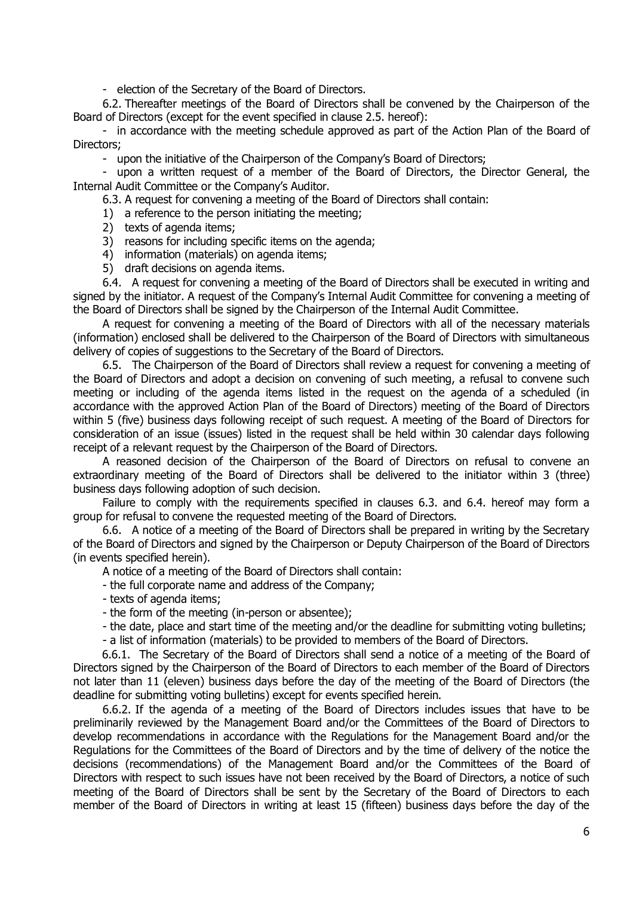- election of the Secretary of the Board of Directors.

6.2. Thereafter meetings of the Board of Directors shall be convened by the Chairperson of the Board of Directors (except for the event specified in clause 2.5. hereof):

- in accordance with the meeting schedule approved as part of the Action Plan of the Board of Directors;
- upon the initiative of the Chairperson of the Company's Board of Directors;
- upon a written request of a member of the Board of Directors, the Director General, the Internal Audit Committee or the Company's Auditor.

6.3. A request for convening a meeting of the Board of Directors shall contain:

1) a reference to the person initiating the meeting;
2) texts of agenda items;
3) reasons for including specific items on the agenda;
4) information (materials) on agenda items;
5) draft decisions on agenda items.

6.4. A request for convening a meeting of the Board of Directors shall be executed in writing and signed by the initiator. A request of the Company's Internal Audit Committee for convening a meeting of the Board of Directors shall be signed by the Chairperson of the Internal Audit Committee.

A request for convening a meeting of the Board of Directors with all of the necessary materials (information) enclosed shall be delivered to the Chairperson of the Board of Directors with simultaneous delivery of copies of suggestions to the Secretary of the Board of Directors.

6.5. The Chairperson of the Board of Directors shall review a request for convening a meeting of the Board of Directors and adopt a decision on convening of such meeting, a refusal to convene such meeting or including of the agenda items listed in the request on the agenda of a scheduled (in accordance with the approved Action Plan of the Board of Directors) meeting of the Board of Directors within 5 (five) business days following receipt of such request. A meeting of the Board of Directors for consideration of an issue (issues) listed in the request shall be held within 30 calendar days following receipt of a relevant request by the Chairperson of the Board of Directors.

A reasoned decision of the Chairperson of the Board of Directors on refusal to convene an extraordinary meeting of the Board of Directors shall be delivered to the initiator within 3 (three) business days following adoption of such decision.

Failure to comply with the requirements specified in clauses 6.3. and 6.4. hereof may form a group for refusal to convene the requested meeting of the Board of Directors.

6.6. A notice of a meeting of the Board of Directors shall be prepared in writing by the Secretary of the Board of Directors and signed by the Chairperson or Deputy Chairperson of the Board of Directors (in events specified herein).

A notice of a meeting of the Board of Directors shall contain:

- the full corporate name and address of the Company;
- texts of agenda items;
- the form of the meeting (in-person or absentee);
- the date, place and start time of the meeting and/or the deadline for submitting voting bulletins;
- a list of information (materials) to be provided to members of the Board of Directors.

6.6.1. The Secretary of the Board of Directors shall send a notice of a meeting of the Board of Directors signed by the Chairperson of the Board of Directors to each member of the Board of Directors not later than 11 (eleven) business days before the day of the meeting of the Board of Directors (the deadline for submitting voting bulletins) except for events specified herein.

6.6.2. If the agenda of a meeting of the Board of Directors includes issues that have to be preliminarily reviewed by the Management Board and/or the Committees of the Board of Directors to develop recommendations in accordance with the Regulations for the Management Board and/or the Regulations for the Committees of the Board of Directors and by the time of delivery of the notice the decisions (recommendations) of the Management Board and/or the Committees of the Board of Directors with respect to such issues have not been received by the Board of Directors, a notice of such meeting of the Board of Directors shall be sent by the Secretary of the Board of Directors to each member of the Board of Directors in writing at least 15 (fifteen) business days before the day of the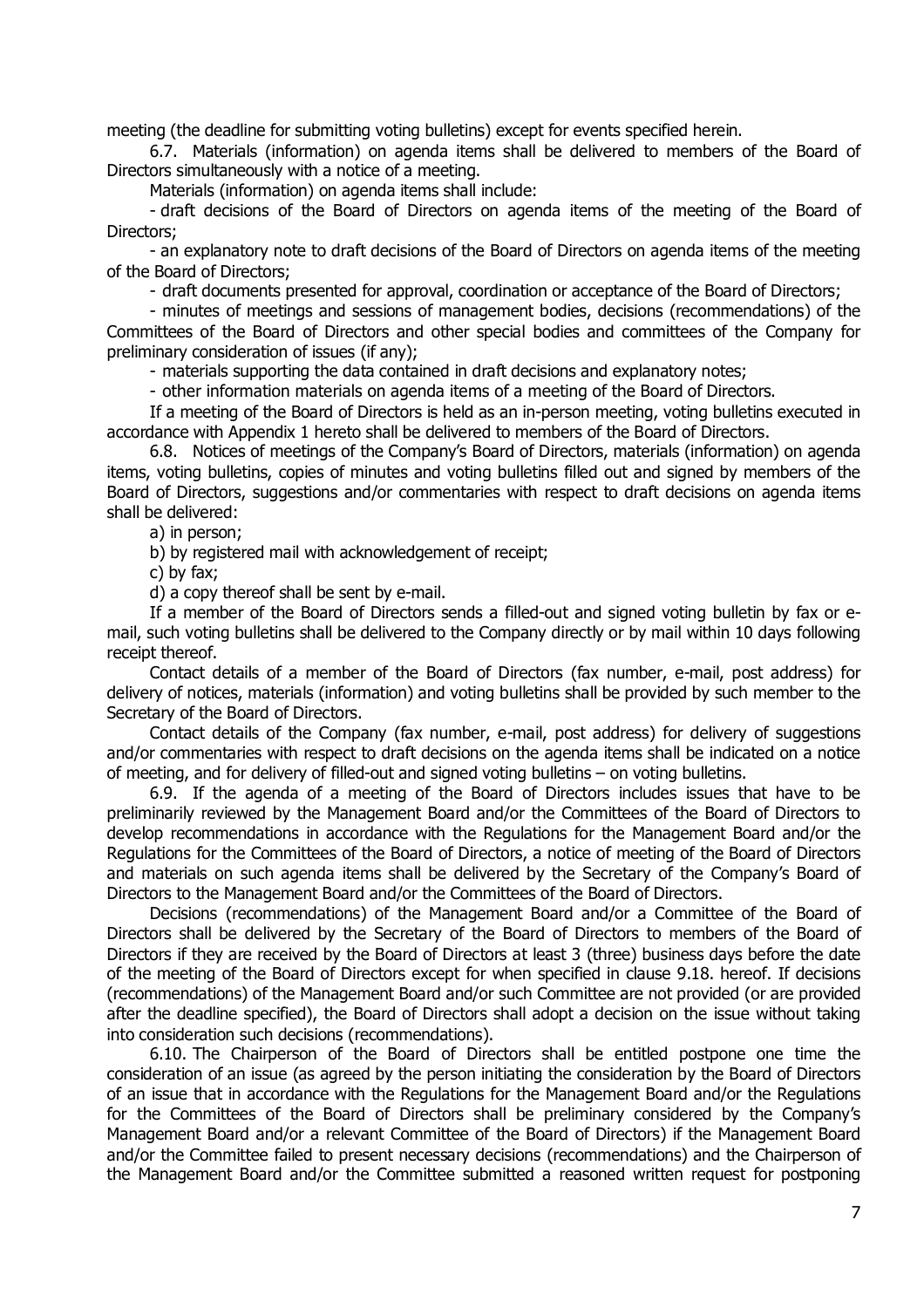meeting (the deadline for submitting voting bulletins) except for events specified herein.

6.7. Materials (information) on agenda items shall be delivered to members of the Board of Directors simultaneously with a notice of a meeting.

Materials (information) on agenda items shall include:

- draft decisions of the Board of Directors on agenda items of the meeting of the Board of Directors;
- an explanatory note to draft decisions of the Board of Directors on agenda items of the meeting of the Board of Directors;
- draft documents presented for approval, coordination or acceptance of the Board of Directors;
- minutes of meetings and sessions of management bodies, decisions (recommendations) of the Committees of the Board of Directors and other special bodies and committees of the Company for preliminary consideration of issues (if any);
- materials supporting the data contained in draft decisions and explanatory notes;
- other information materials on agenda items of a meeting of the Board of Directors.

If a meeting of the Board of Directors is held as an in-person meeting, voting bulletins executed in accordance with Appendix 1 hereto shall be delivered to members of the Board of Directors.

6.8. Notices of meetings of the Company's Board of Directors, materials (information) on agenda items, voting bulletins, copies of minutes and voting bulletins filled out and signed by members of the Board of Directors, suggestions and/or commentaries with respect to draft decisions on agenda items shall be delivered:

a) in person;

b) by registered mail with acknowledgement of receipt;

c) by fax;

d) a copy thereof shall be sent by e-mail.

If a member of the Board of Directors sends a filled-out and signed voting bulletin by fax or e-mail, such voting bulletins shall be delivered to the Company directly or by mail within 10 days following receipt thereof.

Contact details of a member of the Board of Directors (fax number, e-mail, post address) for delivery of notices, materials (information) and voting bulletins shall be provided by such member to the Secretary of the Board of Directors.

Contact details of the Company (fax number, e-mail, post address) for delivery of suggestions and/or commentaries with respect to draft decisions on the agenda items shall be indicated on a notice of meeting, and for delivery of filled-out and signed voting bulletins – on voting bulletins.

6.9. If the agenda of a meeting of the Board of Directors includes issues that have to be preliminarily reviewed by the Management Board and/or the Committees of the Board of Directors to develop recommendations in accordance with the Regulations for the Management Board and/or the Regulations for the Committees of the Board of Directors, a notice of meeting of the Board of Directors and materials on such agenda items shall be delivered by the Secretary of the Company's Board of Directors to the Management Board and/or the Committees of the Board of Directors.

Decisions (recommendations) of the Management Board and/or a Committee of the Board of Directors shall be delivered by the Secretary of the Board of Directors to members of the Board of Directors if they are received by the Board of Directors at least 3 (three) business days before the date of the meeting of the Board of Directors except for when specified in clause 9.18. hereof. If decisions (recommendations) of the Management Board and/or such Committee are not provided (or are provided after the deadline specified), the Board of Directors shall adopt a decision on the issue without taking into consideration such decisions (recommendations).

6.10. The Chairperson of the Board of Directors shall be entitled postpone one time the consideration of an issue (as agreed by the person initiating the consideration by the Board of Directors of an issue that in accordance with the Regulations for the Management Board and/or the Regulations for the Committees of the Board of Directors shall be preliminary considered by the Company's Management Board and/or a relevant Committee of the Board of Directors) if the Management Board and/or the Committee failed to present necessary decisions (recommendations) and the Chairperson of the Management Board and/or the Committee submitted a reasoned written request for postponing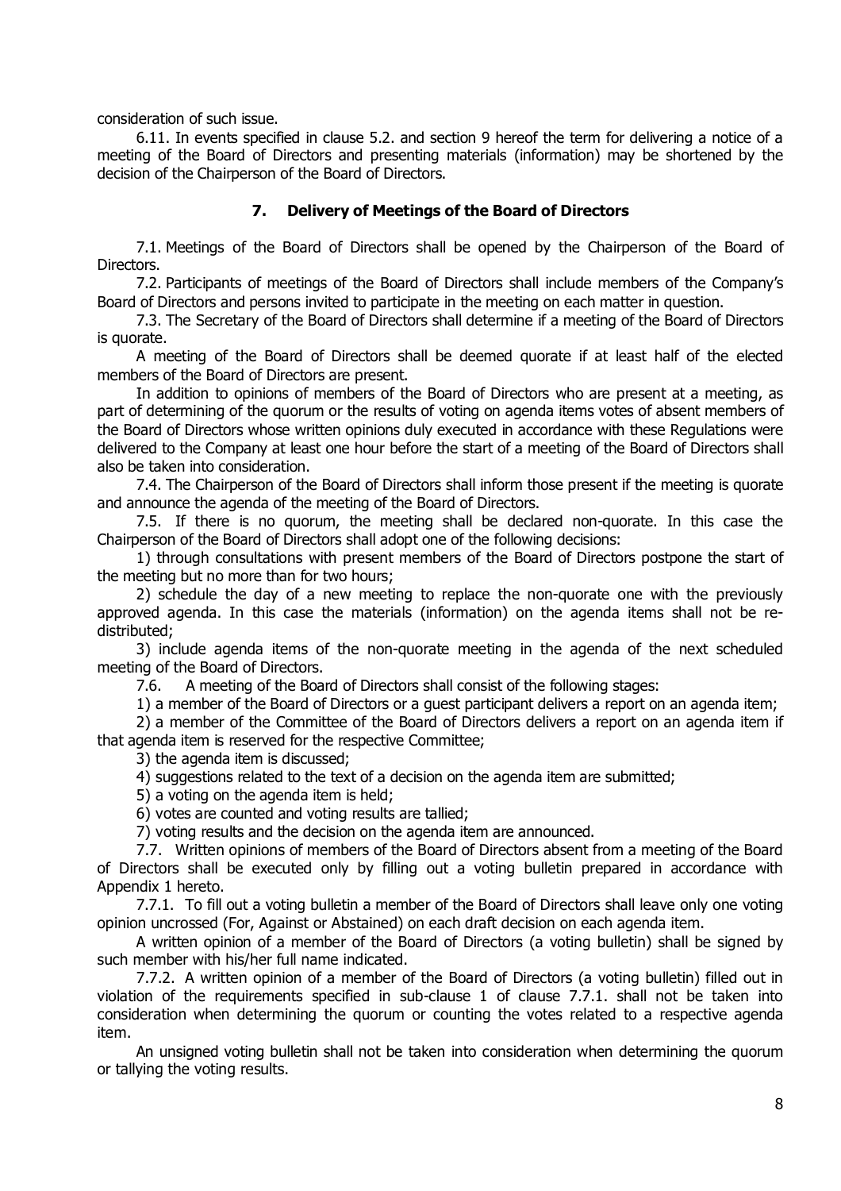consideration of such issue.

6.11. In events specified in clause 5.2. and section 9 hereof the term for delivering a notice of a meeting of the Board of Directors and presenting materials (information) may be shortened by the decision of the Chairperson of the Board of Directors.

## 7. Delivery of Meetings of the Board of Directors

7.1. Meetings of the Board of Directors shall be opened by the Chairperson of the Board of Directors.

7.2. Participants of meetings of the Board of Directors shall include members of the Company's Board of Directors and persons invited to participate in the meeting on each matter in question.

7.3. The Secretary of the Board of Directors shall determine if a meeting of the Board of Directors is quorate.

A meeting of the Board of Directors shall be deemed quorate if at least half of the elected members of the Board of Directors are present.

In addition to opinions of members of the Board of Directors who are present at a meeting, as part of determining of the quorum or the results of voting on agenda items votes of absent members of the Board of Directors whose written opinions duly executed in accordance with these Regulations were delivered to the Company at least one hour before the start of a meeting of the Board of Directors shall also be taken into consideration.

7.4. The Chairperson of the Board of Directors shall inform those present if the meeting is quorate and announce the agenda of the meeting of the Board of Directors.

7.5. If there is no quorum, the meeting shall be declared non-quorate. In this case the Chairperson of the Board of Directors shall adopt one of the following decisions:

1) through consultations with present members of the Board of Directors postpone the start of the meeting but no more than for two hours;

2) schedule the day of a new meeting to replace the non-quorate one with the previously approved agenda. In this case the materials (information) on the agenda items shall not be re-distributed;

3) include agenda items of the non-quorate meeting in the agenda of the next scheduled meeting of the Board of Directors.

7.6. A meeting of the Board of Directors shall consist of the following stages:

1) a member of the Board of Directors or a guest participant delivers a report on an agenda item;

2) a member of the Committee of the Board of Directors delivers a report on an agenda item if that agenda item is reserved for the respective Committee;

3) the agenda item is discussed;

4) suggestions related to the text of a decision on the agenda item are submitted;

5) a voting on the agenda item is held;

6) votes are counted and voting results are tallied;

7) voting results and the decision on the agenda item are announced.

7.7. Written opinions of members of the Board of Directors absent from a meeting of the Board of Directors shall be executed only by filling out a voting bulletin prepared in accordance with Appendix 1 hereto.

7.7.1. To fill out a voting bulletin a member of the Board of Directors shall leave only one voting opinion uncrossed (For, Against or Abstained) on each draft decision on each agenda item.

A written opinion of a member of the Board of Directors (a voting bulletin) shall be signed by such member with his/her full name indicated.

7.7.2. A written opinion of a member of the Board of Directors (a voting bulletin) filled out in violation of the requirements specified in sub-clause 1 of clause 7.7.1. shall not be taken into consideration when determining the quorum or counting the votes related to a respective agenda item.

An unsigned voting bulletin shall not be taken into consideration when determining the quorum or tallying the voting results.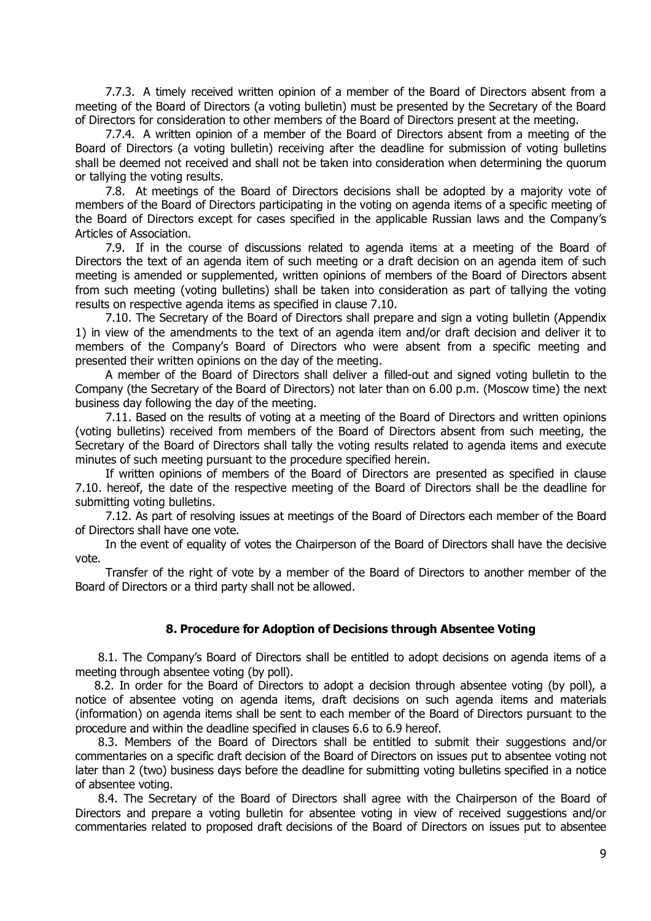7.7.3. A timely received written opinion of a member of the Board of Directors absent from a meeting of the Board of Directors (a voting bulletin) must be presented by the Secretary of the Board of Directors for consideration to other members of the Board of Directors present at the meeting.

7.7.4. A written opinion of a member of the Board of Directors absent from a meeting of the Board of Directors (a voting bulletin) receiving after the deadline for submission of voting bulletins shall be deemed not received and shall not be taken into consideration when determining the quorum or tallying the voting results.

7.8. At meetings of the Board of Directors decisions shall be adopted by a majority vote of members of the Board of Directors participating in the voting on agenda items of a specific meeting of the Board of Directors except for cases specified in the applicable Russian laws and the Company's Articles of Association.

7.9. If in the course of discussions related to agenda items at a meeting of the Board of Directors the text of an agenda item of such meeting or a draft decision on an agenda item of such meeting is amended or supplemented, written opinions of members of the Board of Directors absent from such meeting (voting bulletins) shall be taken into consideration as part of tallying the voting results on respective agenda items as specified in clause 7.10.

7.10. The Secretary of the Board of Directors shall prepare and sign a voting bulletin (Appendix 1) in view of the amendments to the text of an agenda item and/or draft decision and deliver it to members of the Company's Board of Directors who were absent from a specific meeting and presented their written opinions on the day of the meeting.

A member of the Board of Directors shall deliver a filled-out and signed voting bulletin to the Company (the Secretary of the Board of Directors) not later than on 6.00 p.m. (Moscow time) the next business day following the day of the meeting.

7.11. Based on the results of voting at a meeting of the Board of Directors and written opinions (voting bulletins) received from members of the Board of Directors absent from such meeting, the Secretary of the Board of Directors shall tally the voting results related to agenda items and execute minutes of such meeting pursuant to the procedure specified herein.

If written opinions of members of the Board of Directors are presented as specified in clause 7.10. hereof, the date of the respective meeting of the Board of Directors shall be the deadline for submitting voting bulletins.

7.12. As part of resolving issues at meetings of the Board of Directors each member of the Board of Directors shall have one vote.

In the event of equality of votes the Chairperson of the Board of Directors shall have the decisive vote.

Transfer of the right of vote by a member of the Board of Directors to another member of the Board of Directors or a third party shall not be allowed.

## 8. Procedure for Adoption of Decisions through Absentee Voting

8.1. The Company's Board of Directors shall be entitled to adopt decisions on agenda items of a meeting through absentee voting (by poll).

8.2. In order for the Board of Directors to adopt a decision through absentee voting (by poll), a notice of absentee voting on agenda items, draft decisions on such agenda items and materials (information) on agenda items shall be sent to each member of the Board of Directors pursuant to the procedure and within the deadline specified in clauses 6.6 to 6.9 hereof.

8.3. Members of the Board of Directors shall be entitled to submit their suggestions and/or commentaries on a specific draft decision of the Board of Directors on issues put to absentee voting not later than 2 (two) business days before the deadline for submitting voting bulletins specified in a notice of absentee voting.

8.4. The Secretary of the Board of Directors shall agree with the Chairperson of the Board of Directors and prepare a voting bulletin for absentee voting in view of received suggestions and/or commentaries related to proposed draft decisions of the Board of Directors on issues put to absentee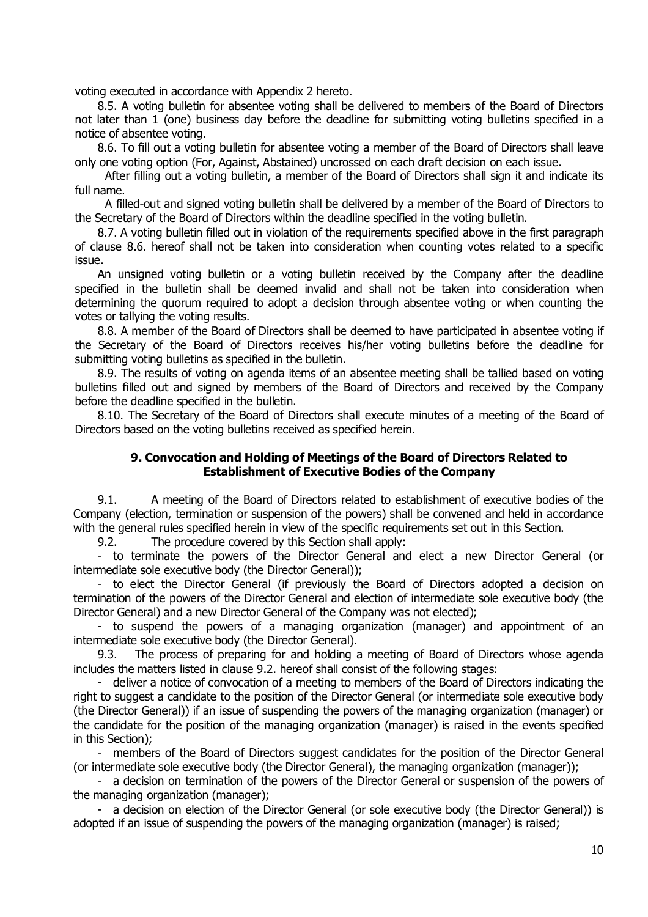voting executed in accordance with Appendix 2 hereto.

8.5. A voting bulletin for absentee voting shall be delivered to members of the Board of Directors not later than 1 (one) business day before the deadline for submitting voting bulletins specified in a notice of absentee voting.

8.6. To fill out a voting bulletin for absentee voting a member of the Board of Directors shall leave only one voting option (For, Against, Abstained) uncrossed on each draft decision on each issue.

After filling out a voting bulletin, a member of the Board of Directors shall sign it and indicate its full name.

A filled-out and signed voting bulletin shall be delivered by a member of the Board of Directors to the Secretary of the Board of Directors within the deadline specified in the voting bulletin.

8.7. A voting bulletin filled out in violation of the requirements specified above in the first paragraph of clause 8.6. hereof shall not be taken into consideration when counting votes related to a specific issue.

An unsigned voting bulletin or a voting bulletin received by the Company after the deadline specified in the bulletin shall be deemed invalid and shall not be taken into consideration when determining the quorum required to adopt a decision through absentee voting or when counting the votes or tallying the voting results.

8.8. A member of the Board of Directors shall be deemed to have participated in absentee voting if the Secretary of the Board of Directors receives his/her voting bulletins before the deadline for submitting voting bulletins as specified in the bulletin.

8.9. The results of voting on agenda items of an absentee meeting shall be tallied based on voting bulletins filled out and signed by members of the Board of Directors and received by the Company before the deadline specified in the bulletin.

8.10. The Secretary of the Board of Directors shall execute minutes of a meeting of the Board of Directors based on the voting bulletins received as specified herein.

## 9. Convocation and Holding of Meetings of the Board of Directors Related to Establishment of Executive Bodies of the Company

9.1. A meeting of the Board of Directors related to establishment of executive bodies of the Company (election, termination or suspension of the powers) shall be convened and held in accordance with the general rules specified herein in view of the specific requirements set out in this Section.

9.2. The procedure covered by this Section shall apply:

- to terminate the powers of the Director General and elect a new Director General (or intermediate sole executive body (the Director General));
- to elect the Director General (if previously the Board of Directors adopted a decision on termination of the powers of the Director General and election of intermediate sole executive body (the Director General) and a new Director General of the Company was not elected);
- to suspend the powers of a managing organization (manager) and appointment of an intermediate sole executive body (the Director General).

9.3. The process of preparing for and holding a meeting of Board of Directors whose agenda includes the matters listed in clause 9.2. hereof shall consist of the following stages:

- deliver a notice of convocation of a meeting to members of the Board of Directors indicating the right to suggest a candidate to the position of the Director General (or intermediate sole executive body (the Director General)) if an issue of suspending the powers of the managing organization (manager) or the candidate for the position of the managing organization (manager) is raised in the events specified in this Section);
- members of the Board of Directors suggest candidates for the position of the Director General (or intermediate sole executive body (the Director General), the managing organization (manager));
- a decision on termination of the powers of the Director General or suspension of the powers of the managing organization (manager);
- a decision on election of the Director General (or sole executive body (the Director General)) is adopted if an issue of suspending the powers of the managing organization (manager) is raised;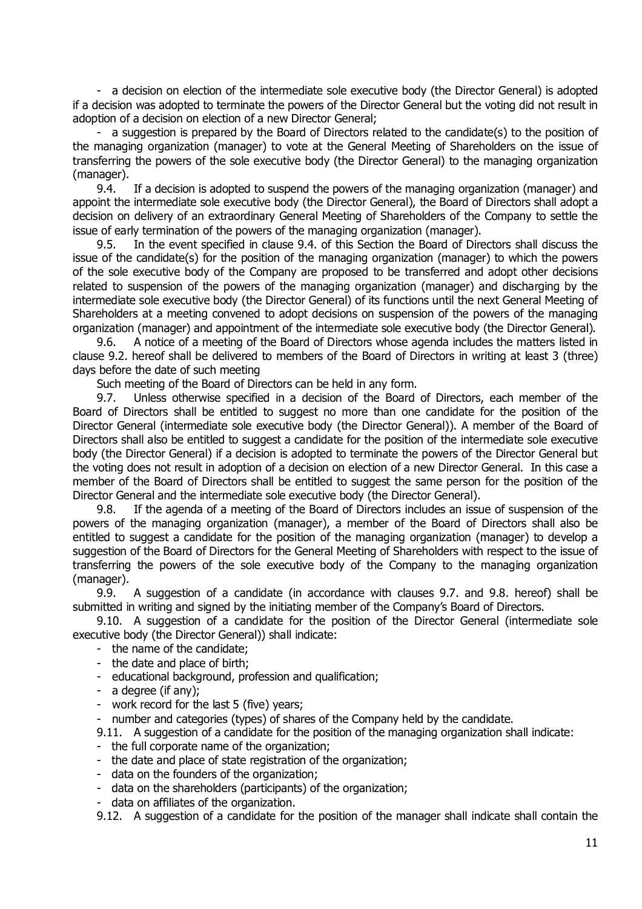- a decision on election of the intermediate sole executive body (the Director General) is adopted if a decision was adopted to terminate the powers of the Director General but the voting did not result in adoption of a decision on election of a new Director General;

- a suggestion is prepared by the Board of Directors related to the candidate(s) to the position of the managing organization (manager) to vote at the General Meeting of Shareholders on the issue of transferring the powers of the sole executive body (the Director General) to the managing organization (manager).

9.4. If a decision is adopted to suspend the powers of the managing organization (manager) and appoint the intermediate sole executive body (the Director General), the Board of Directors shall adopt a decision on delivery of an extraordinary General Meeting of Shareholders of the Company to settle the issue of early termination of the powers of the managing organization (manager).

9.5. In the event specified in clause 9.4. of this Section the Board of Directors shall discuss the issue of the candidate(s) for the position of the managing organization (manager) to which the powers of the sole executive body of the Company are proposed to be transferred and adopt other decisions related to suspension of the powers of the managing organization (manager) and discharging by the intermediate sole executive body (the Director General) of its functions until the next General Meeting of Shareholders at a meeting convened to adopt decisions on suspension of the powers of the managing organization (manager) and appointment of the intermediate sole executive body (the Director General).

9.6. A notice of a meeting of the Board of Directors whose agenda includes the matters listed in clause 9.2. hereof shall be delivered to members of the Board of Directors in writing at least 3 (three) days before the date of such meeting

Such meeting of the Board of Directors can be held in any form.

9.7. Unless otherwise specified in a decision of the Board of Directors, each member of the Board of Directors shall be entitled to suggest no more than one candidate for the position of the Director General (intermediate sole executive body (the Director General)). A member of the Board of Directors shall also be entitled to suggest a candidate for the position of the intermediate sole executive body (the Director General) if a decision is adopted to terminate the powers of the Director General but the voting does not result in adoption of a decision on election of a new Director General. In this case a member of the Board of Directors shall be entitled to suggest the same person for the position of the Director General and the intermediate sole executive body (the Director General).

9.8. If the agenda of a meeting of the Board of Directors includes an issue of suspension of the powers of the managing organization (manager), a member of the Board of Directors shall also be entitled to suggest a candidate for the position of the managing organization (manager) to develop a suggestion of the Board of Directors for the General Meeting of Shareholders with respect to the issue of transferring the powers of the sole executive body of the Company to the managing organization (manager).

9.9. A suggestion of a candidate (in accordance with clauses 9.7. and 9.8. hereof) shall be submitted in writing and signed by the initiating member of the Company's Board of Directors.

9.10. A suggestion of a candidate for the position of the Director General (intermediate sole executive body (the Director General)) shall indicate:

- the name of the candidate;
- the date and place of birth;
- educational background, profession and qualification;
- a degree (if any);
- work record for the last 5 (five) years;
- number and categories (types) of shares of the Company held by the candidate.

9.11. A suggestion of a candidate for the position of the managing organization shall indicate:

- the full corporate name of the organization;
- the date and place of state registration of the organization;
- data on the founders of the organization;
- data on the shareholders (participants) of the organization;
- data on affiliates of the organization.

9.12. A suggestion of a candidate for the position of the manager shall indicate shall contain the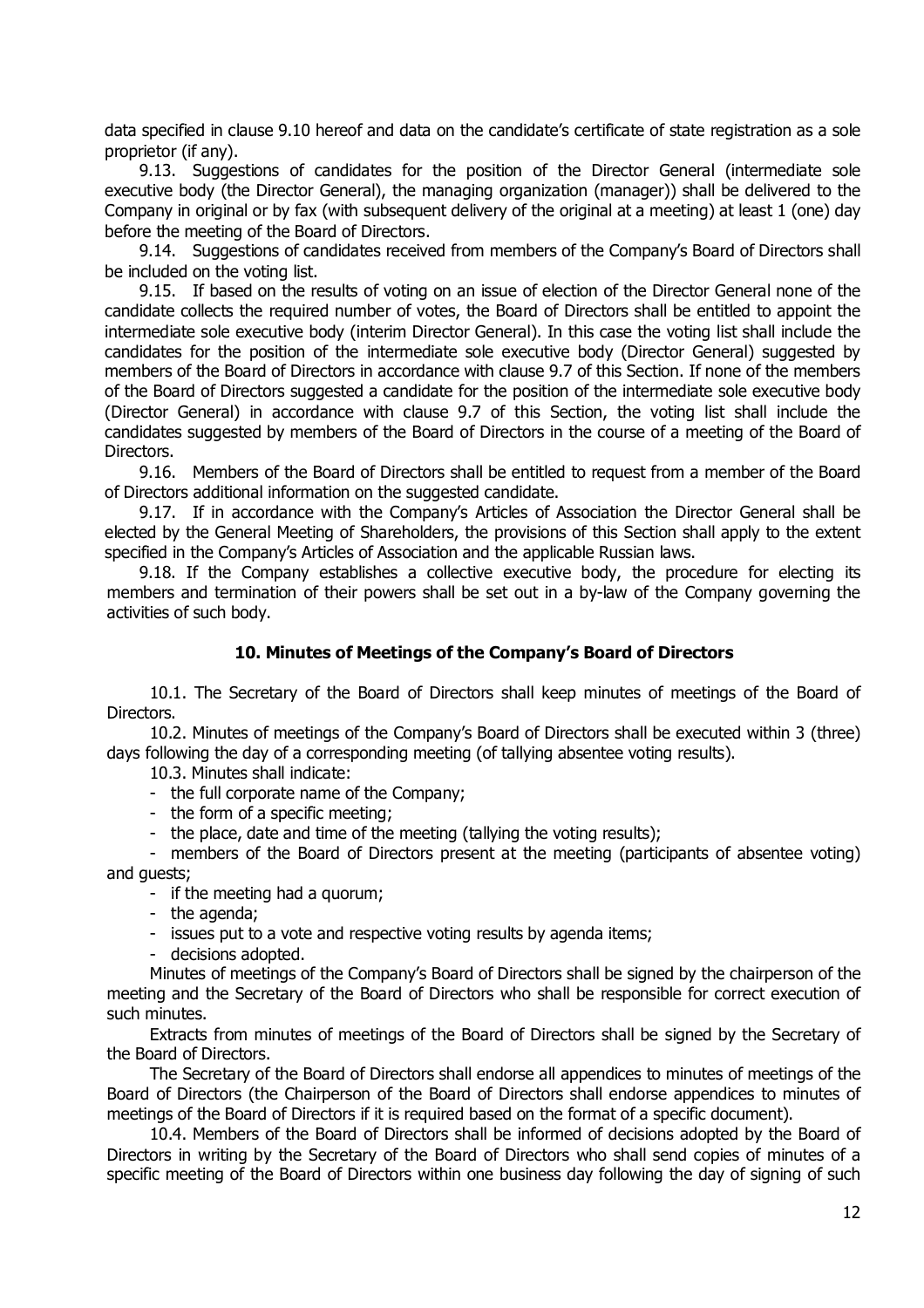data specified in clause 9.10 hereof and data on the candidate's certificate of state registration as a sole proprietor (if any).

9.13. Suggestions of candidates for the position of the Director General (intermediate sole executive body (the Director General), the managing organization (manager)) shall be delivered to the Company in original or by fax (with subsequent delivery of the original at a meeting) at least 1 (one) day before the meeting of the Board of Directors.

9.14. Suggestions of candidates received from members of the Company's Board of Directors shall be included on the voting list.

9.15. If based on the results of voting on an issue of election of the Director General none of the candidate collects the required number of votes, the Board of Directors shall be entitled to appoint the intermediate sole executive body (interim Director General). In this case the voting list shall include the candidates for the position of the intermediate sole executive body (Director General) suggested by members of the Board of Directors in accordance with clause 9.7 of this Section. If none of the members of the Board of Directors suggested a candidate for the position of the intermediate sole executive body (Director General) in accordance with clause 9.7 of this Section, the voting list shall include the candidates suggested by members of the Board of Directors in the course of a meeting of the Board of Directors.

9.16. Members of the Board of Directors shall be entitled to request from a member of the Board of Directors additional information on the suggested candidate.

9.17. If in accordance with the Company's Articles of Association the Director General shall be elected by the General Meeting of Shareholders, the provisions of this Section shall apply to the extent specified in the Company's Articles of Association and the applicable Russian laws.

9.18. If the Company establishes a collective executive body, the procedure for electing its members and termination of their powers shall be set out in a by-law of the Company governing the activities of such body.

## 10. Minutes of Meetings of the Company's Board of Directors

10.1. The Secretary of the Board of Directors shall keep minutes of meetings of the Board of Directors.

10.2. Minutes of meetings of the Company's Board of Directors shall be executed within 3 (three) days following the day of a corresponding meeting (of tallying absentee voting results).

10.3. Minutes shall indicate:

- the full corporate name of the Company;
- the form of a specific meeting;
- the place, date and time of the meeting (tallying the voting results);
- members of the Board of Directors present at the meeting (participants of absentee voting) and guests;
- if the meeting had a quorum;
- the agenda;
- issues put to a vote and respective voting results by agenda items;
- decisions adopted.

Minutes of meetings of the Company's Board of Directors shall be signed by the chairperson of the meeting and the Secretary of the Board of Directors who shall be responsible for correct execution of such minutes.

Extracts from minutes of meetings of the Board of Directors shall be signed by the Secretary of the Board of Directors.

The Secretary of the Board of Directors shall endorse all appendices to minutes of meetings of the Board of Directors (the Chairperson of the Board of Directors shall endorse appendices to minutes of meetings of the Board of Directors if it is required based on the format of a specific document).

10.4. Members of the Board of Directors shall be informed of decisions adopted by the Board of Directors in writing by the Secretary of the Board of Directors who shall send copies of minutes of a specific meeting of the Board of Directors within one business day following the day of signing of such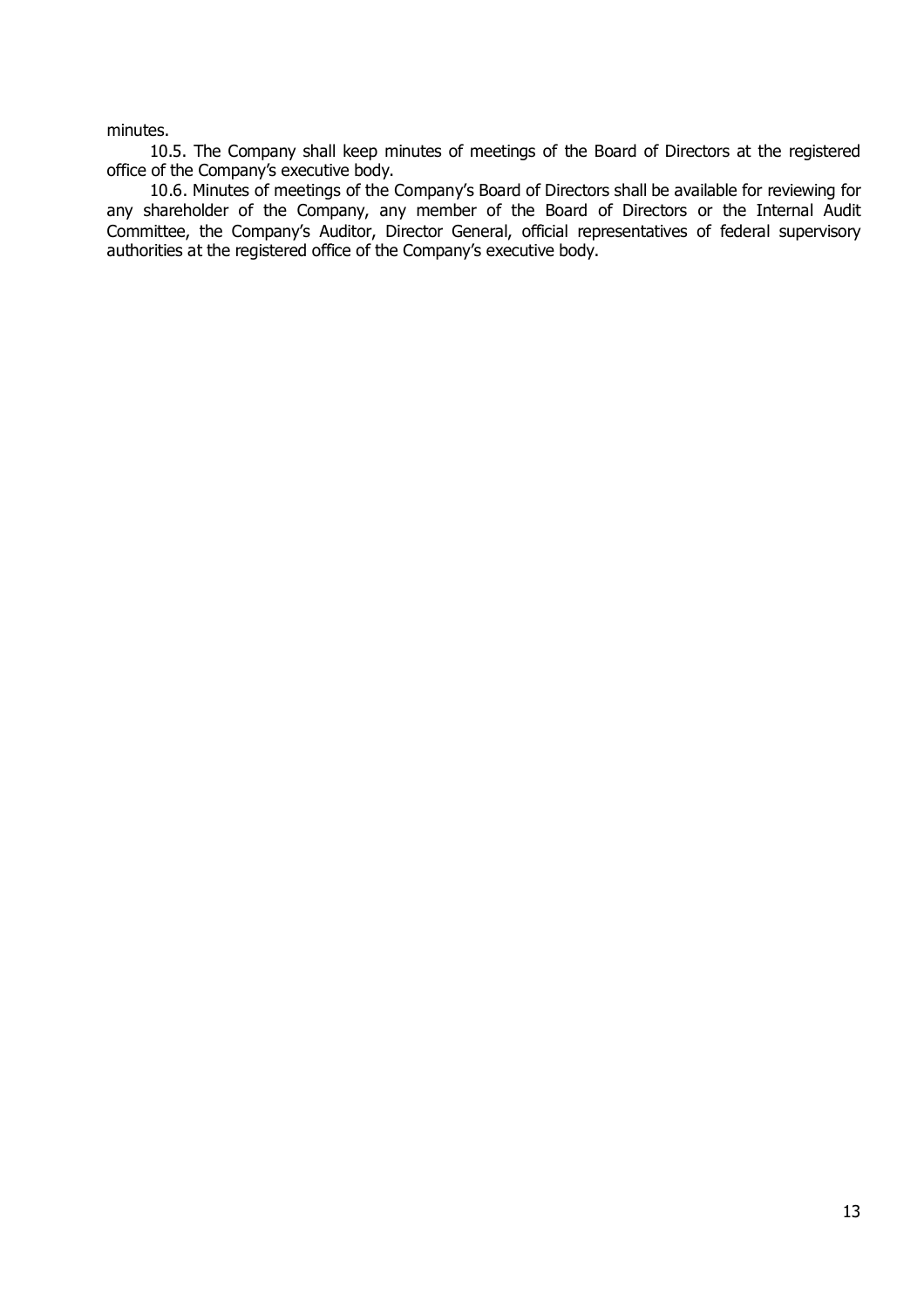minutes.

10.5. The Company shall keep minutes of meetings of the Board of Directors at the registered office of the Company's executive body.

10.6. Minutes of meetings of the Company's Board of Directors shall be available for reviewing for any shareholder of the Company, any member of the Board of Directors or the Internal Audit Committee, the Company's Auditor, Director General, official representatives of federal supervisory authorities at the registered office of the Company's executive body.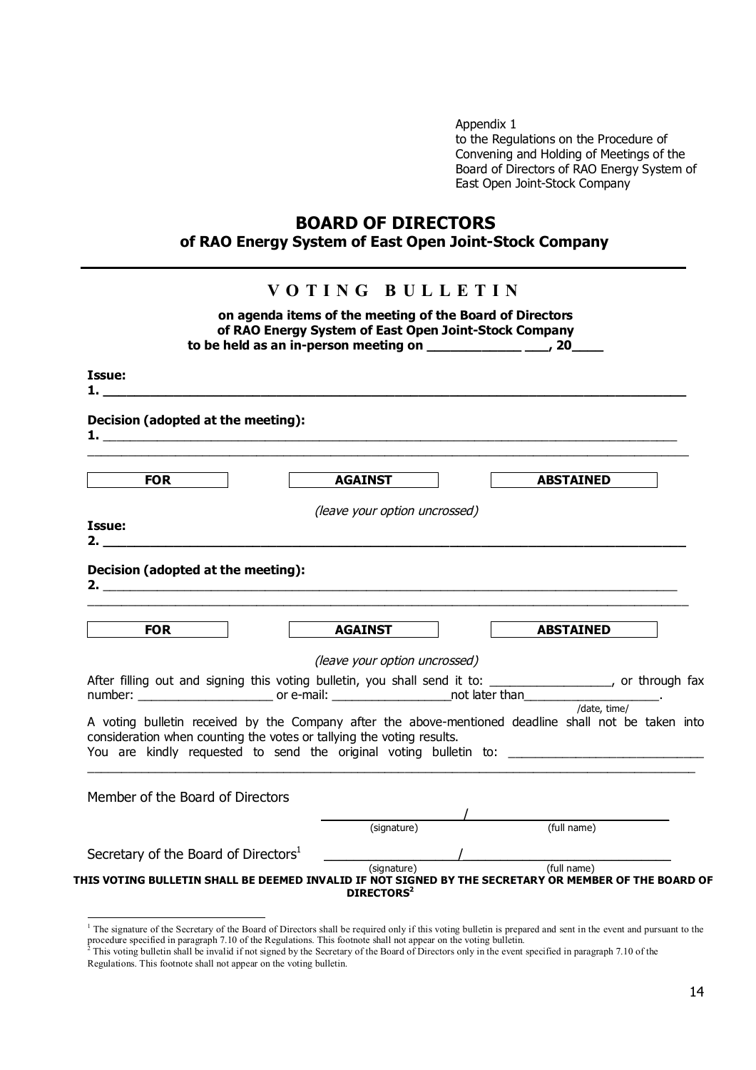Appendix 1
to the Regulations on the Procedure of Convening and Holding of Meetings of the Board of Directors of RAO Energy System of East Open Joint-Stock Company

# BOARD OF DIRECTORS

## of RAO Energy System of East Open Joint-Stock Company

---

## VOTING BULLETIN

**on agenda items of the meeting of the Board of Directors of RAO Energy System of East Open Joint-Stock Company to be held as an in-person meeting on ____________ ___, 20____**

**Issue:**
**1. ______________________________________________________________________________**

**Decision (adopted at the meeting):**
**1.** ______________________________________________________________________________
______________________________________________________________________________

| FOR | AGAINST | ABSTAINED |
|---|---|---|

*(leave your option uncrossed)*

**Issue:**
**2. ______________________________________________________________________________**

**Decision (adopted at the meeting):**
**2.** ______________________________________________________________________________
______________________________________________________________________________

| FOR | AGAINST | ABSTAINED |
|---|---|---|

*(leave your option uncrossed)*

After filling out and signing this voting bulletin, you shall send it to: _________________, or through fax number: ___________________ or e-mail: _________________not later than___________________.
/date, time/

A voting bulletin received by the Company after the above-mentioned deadline shall not be taken into consideration when counting the votes or tallying the voting results.
You are kindly requested to send the original voting bulletin to: ___________________________
______________________________________________________________________________

Member of the Board of Directors

_____________________/_____________________________
(signature) (full name)

Secretary of the Board of Directors[1] _____________________/_____________________________
(signature) (full name)

**THIS VOTING BULLETIN SHALL BE DEEMED INVALID IF NOT SIGNED BY THE SECRETARY OR MEMBER OF THE BOARD OF DIRECTORS[2]**

---

[1] The signature of the Secretary of the Board of Directors shall be required only if this voting bulletin is prepared and sent in the event and pursuant to the procedure specified in paragraph 7.10 of the Regulations. This footnote shall not appear on the voting bulletin.

[2] This voting bulletin shall be invalid if not signed by the Secretary of the Board of Directors only in the event specified in paragraph 7.10 of the Regulations. This footnote shall not appear on the voting bulletin.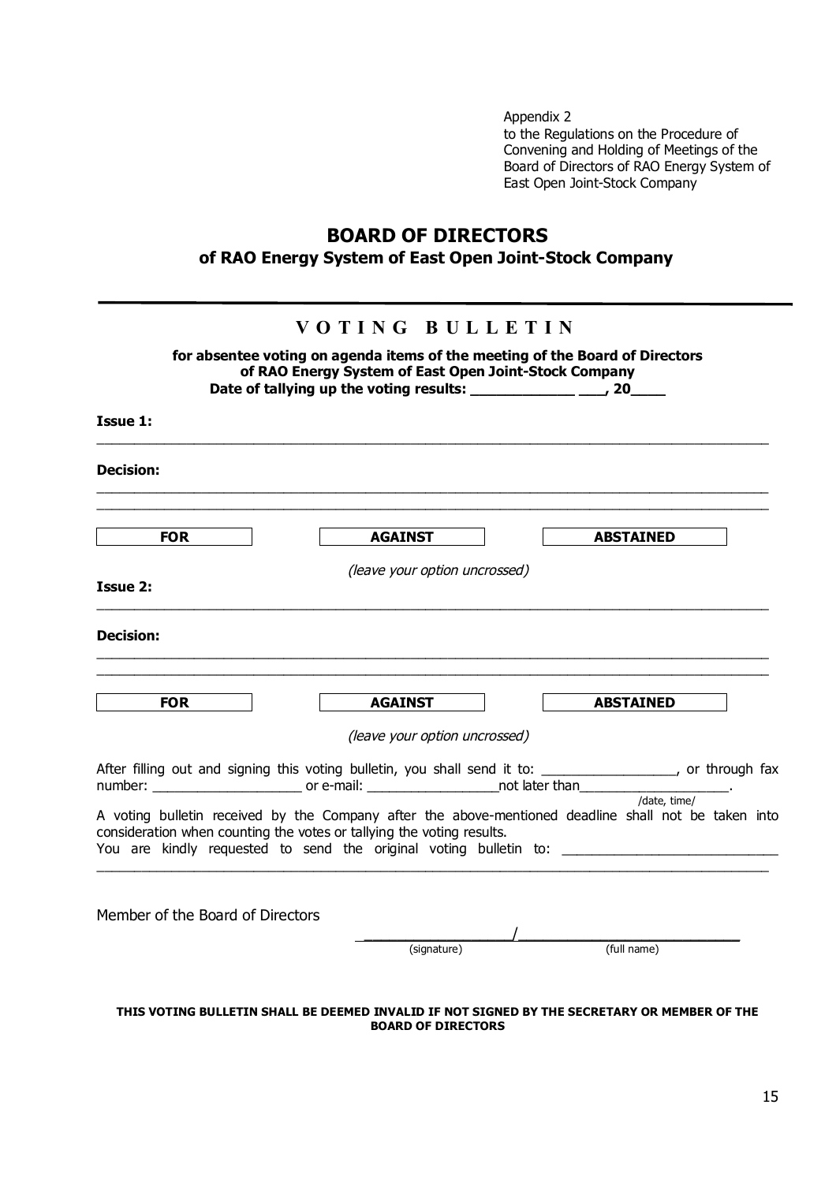Appendix 2
to the Regulations on the Procedure of Convening and Holding of Meetings of the Board of Directors of RAO Energy System of East Open Joint-Stock Company

# BOARD OF DIRECTORS

## of RAO Energy System of East Open Joint-Stock Company

---

## V O T I N G   B U L L E T I N

**for absentee voting on agenda items of the meeting of the Board of Directors of RAO Energy System of East Open Joint-Stock Company**
**Date of tallying up the voting results: ____________ ___, 20____**

**Issue 1:**

______________________________________________________________________________

**Decision:**

______________________________________________________________________________
______________________________________________________________________________

| FOR | AGAINST | ABSTAINED |
|---|---|---|

*(leave your option uncrossed)*

**Issue 2:**

______________________________________________________________________________

**Decision:**

______________________________________________________________________________
______________________________________________________________________________

| FOR | AGAINST | ABSTAINED |
|---|---|---|

*(leave your option uncrossed)*

After filling out and signing this voting bulletin, you shall send it to: _________________, or through fax number: ___________________ or e-mail: _________________not later than___________________.
/date, time/

A voting bulletin received by the Company after the above-mentioned deadline shall not be taken into consideration when counting the votes or tallying the voting results.

You are kindly requested to send the original voting bulletin to: ___________________________
______________________________________________________________________________

Member of the Board of Directors

_________________/_________________________
(signature) (full name)

**THIS VOTING BULLETIN SHALL BE DEEMED INVALID IF NOT SIGNED BY THE SECRETARY OR MEMBER OF THE BOARD OF DIRECTORS**